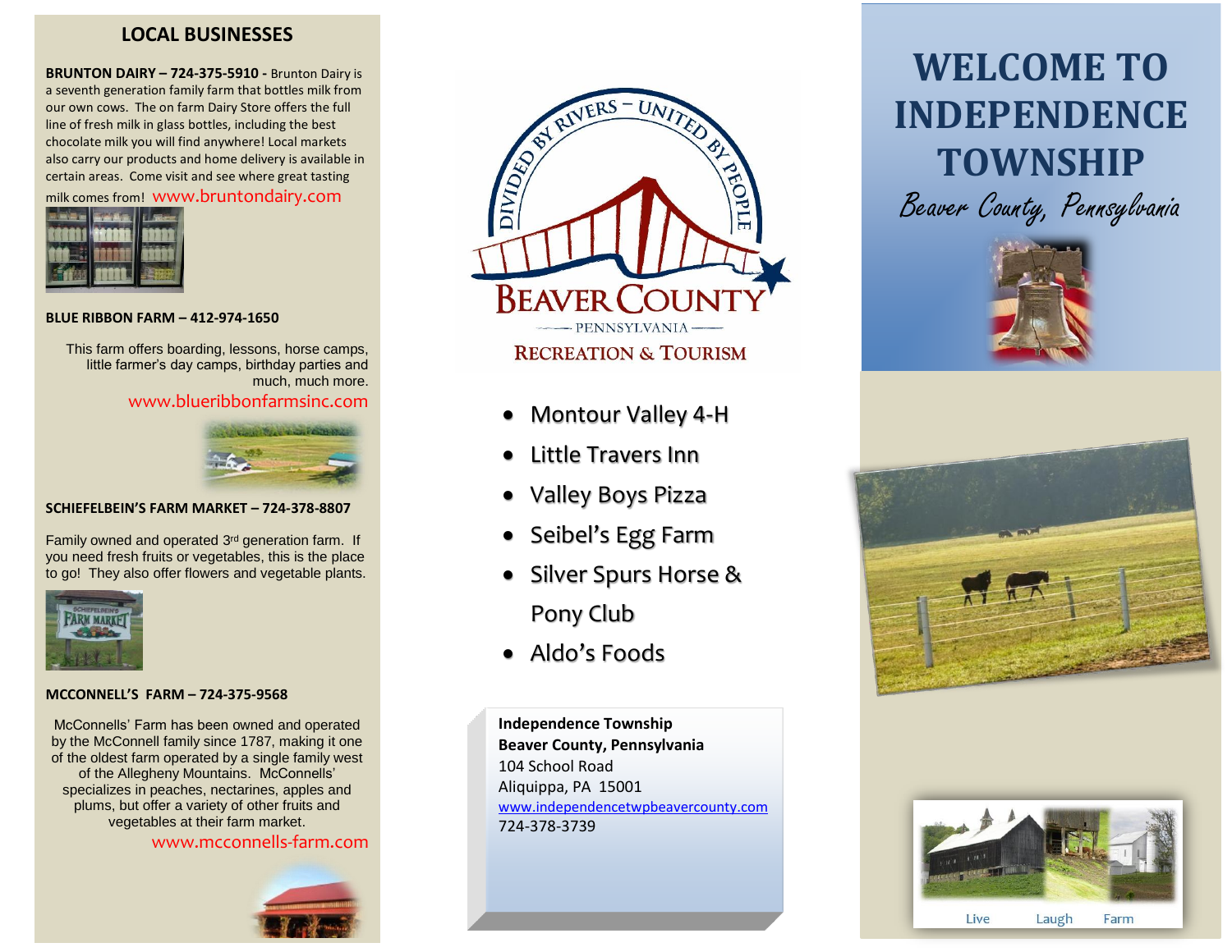## LOCAL BUSINESSES

**BRUNTON DAIRY – 724-375-5910 -** Brunton Dairy is a seventh generation family farm that bottles milk from our own cows. The on farm Dairy Store offers the full line of fresh milk in glass bottles, including the best chocolate milk you will find anywhere! Local markets also carry our products and home delivery is available in certain areas. Come visit and see where great tasting milk comes from! www.bruntondairy.com

**BLUE RIBBON FARM – 412-974-1650**

This farm offers boarding, lessons, horse camps, little farmer's day camps, birthday parties and much, much more.

www.blueribbonfarmsinc.com

**SCHIEFELBEIN'S FARM MARKET – 724-378-8807**

Family owned and operated 3rd generation farm. If you need fresh fruits or vegetables, this is the place to go! They also offer flowers and vegetable plants.

**MCCONNELL'S FARM – 724-375-9568**

McConnells' Farm has been owned and operated by the McConnell family since 1787, making it one of the oldest farm operated by a single family west of the Allegheny Mountains. McConnells' specializes in peaches, nectarines, apples and plums, but offer a variety of other fruits and vegetables at their farm market.

www.mcconnells-farm.com

DIVIDED BY RIVERS – UNITED BY PEOPLE

BEAVER COUNTY

PENNSYLVANIA

RECREATION & TOURISM

- Montour Valley 4-H
- Little Travers Inn
- Valley Boys Pizza
- Seibel's Egg Farm
- Silver Spurs Horse & Pony Club
- Aldo's Foods

**Independence Township**
**Beaver County, Pennsylvania**
104 School Road
Aliquippa, PA 15001
www.independencetwpbeavercounty.com
724-378-3739

# WELCOME TO INDEPENDENCE TOWNSHIP

*Beaver County, Pennsylvania*

Live Laugh Farm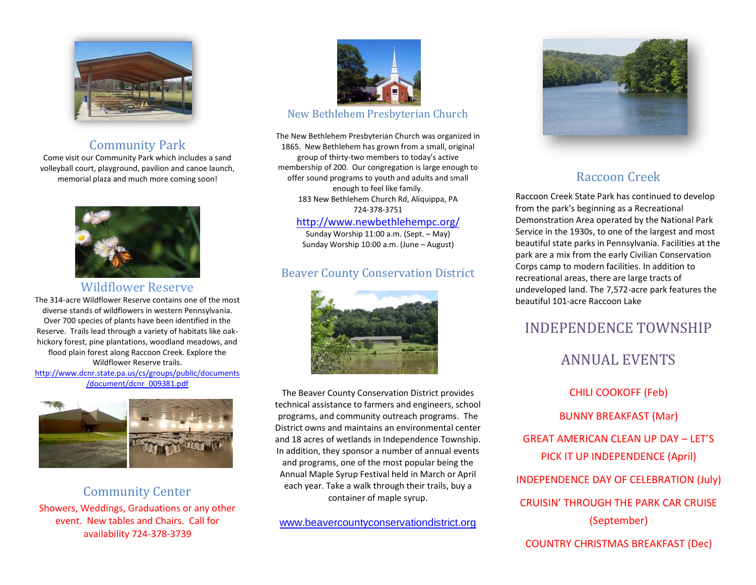## Community Park

Come visit our Community Park which includes a sand volleyball court, playground, pavilion and canoe launch, memorial plaza and much more coming soon!

## Wildflower Reserve

The 314-acre Wildflower Reserve contains one of the most diverse stands of wildflowers in western Pennsylvania. Over 700 species of plants have been identified in the Reserve. Trails lead through a variety of habitats like oak-hickory forest, pine plantations, woodland meadows, and flood plain forest along Raccoon Creek. Explore the Wildflower Reserve trails.

http://www.dcnr.state.pa.us/cs/groups/public/documents/document/dcnr_009381.pdf

## Community Center

Showers, Weddings, Graduations or any other event. New tables and Chairs. Call for availability 724-378-3739

## New Bethlehem Presbyterian Church

The New Bethlehem Presbyterian Church was organized in 1865. New Bethlehem has grown from a small, original group of thirty-two members to today's active membership of 200. Our congregation is large enough to offer sound programs to youth and adults and small enough to feel like family.

183 New Bethlehem Church Rd, Aliquippa, PA
724-378-3751

http://www.newbethlehempc.org/

Sunday Worship 11:00 a.m. (Sept. – May)
Sunday Worship 10:00 a.m. (June – August)

## Beaver County Conservation District

The Beaver County Conservation District provides technical assistance to farmers and engineers, school programs, and community outreach programs. The District owns and maintains an environmental center and 18 acres of wetlands in Independence Township. In addition, they sponsor a number of annual events and programs, one of the most popular being the Annual Maple Syrup Festival held in March or April each year. Take a walk through their trails, buy a container of maple syrup.

www.beavercountyconservationdistrict.org

## Raccoon Creek

Raccoon Creek State Park has continued to develop from the park's beginning as a Recreational Demonstration Area operated by the National Park Service in the 1930s, to one of the largest and most beautiful state parks in Pennsylvania. Facilities at the park are a mix from the early Civilian Conservation Corps camp to modern facilities. In addition to recreational areas, there are large tracts of undeveloped land. The 7,572-acre park features the beautiful 101-acre Raccoon Lake

# INDEPENDENCE TOWNSHIP

# ANNUAL EVENTS

CHILI COOKOFF (Feb)

BUNNY BREAKFAST (Mar)

GREAT AMERICAN CLEAN UP DAY – LET'S PICK IT UP INDEPENDENCE (April)

INDEPENDENCE DAY OF CELEBRATION (July)

CRUISIN' THROUGH THE PARK CAR CRUISE (September)

COUNTRY CHRISTMAS BREAKFAST (Dec)